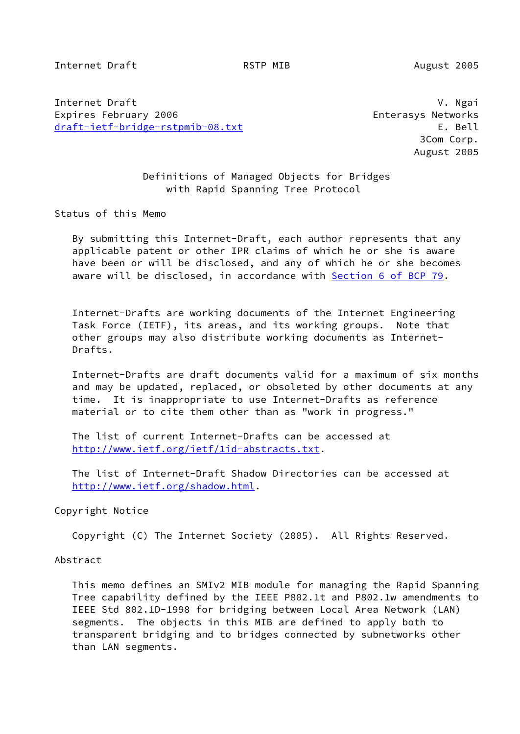Internet Draft                                               V. Ngai
Expires February 2006                             Enterasys Networks
draft-ietf-bridge-rstpmib-08.txt                             E. Bell
                                                          3Com Corp.
                                                         August 2005

# Definitions of Managed Objects for Bridges with Rapid Spanning Tree Protocol

## Status of this Memo

By submitting this Internet-Draft, each author represents that any applicable patent or other IPR claims of which he or she is aware have been or will be disclosed, and any of which he or she becomes aware will be disclosed, in accordance with Section 6 of BCP 79.

Internet-Drafts are working documents of the Internet Engineering Task Force (IETF), its areas, and its working groups. Note that other groups may also distribute working documents as Internet-Drafts.

Internet-Drafts are draft documents valid for a maximum of six months and may be updated, replaced, or obsoleted by other documents at any time. It is inappropriate to use Internet-Drafts as reference material or to cite them other than as "work in progress."

The list of current Internet-Drafts can be accessed at http://www.ietf.org/ietf/1id-abstracts.txt.

The list of Internet-Draft Shadow Directories can be accessed at http://www.ietf.org/shadow.html.

## Copyright Notice

Copyright (C) The Internet Society (2005). All Rights Reserved.

## Abstract

This memo defines an SMIv2 MIB module for managing the Rapid Spanning Tree capability defined by the IEEE P802.1t and P802.1w amendments to IEEE Std 802.1D-1998 for bridging between Local Area Network (LAN) segments. The objects in this MIB are defined to apply both to transparent bridging and to bridges connected by subnetworks other than LAN segments.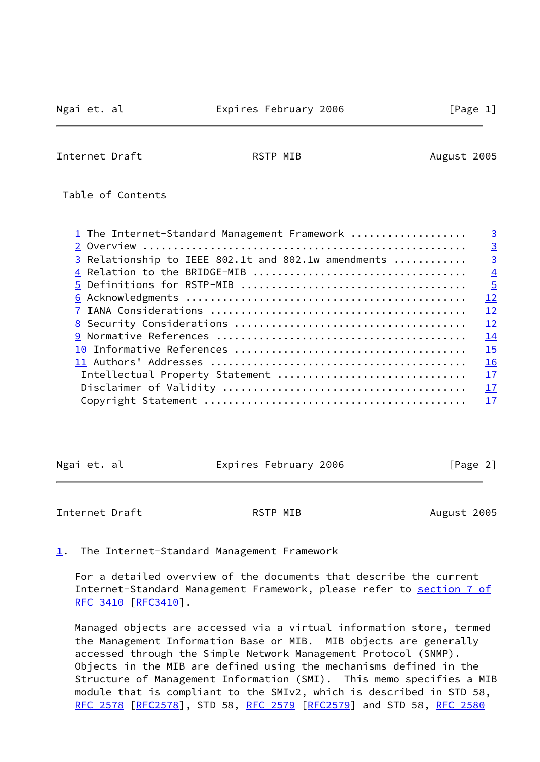## Table of Contents

1 The Internet-Standard Management Framework .................. 3
2 Overview .................................................... 3
3 Relationship to IEEE 802.1t and 802.1w amendments ........... 3
4 Relation to the BRIDGE-MIB .................................. 4
5 Definitions for RSTP-MIB .................................... 5
6 Acknowledgments ............................................. 12
7 IANA Considerations ......................................... 12
8 Security Considerations ..................................... 12
9 Normative References ........................................ 14
10 Informative References ..................................... 15
11 Authors' Addresses ......................................... 16
Intellectual Property Statement ............................... 17
Disclaimer of Validity ........................................ 17
Copyright Statement ........................................... 17

## 1. The Internet-Standard Management Framework

For a detailed overview of the documents that describe the current Internet-Standard Management Framework, please refer to section 7 of RFC 3410 [RFC3410].

Managed objects are accessed via a virtual information store, termed the Management Information Base or MIB. MIB objects are generally accessed through the Simple Network Management Protocol (SNMP). Objects in the MIB are defined using the mechanisms defined in the Structure of Management Information (SMI). This memo specifies a MIB module that is compliant to the SMIv2, which is described in STD 58, RFC 2578 [RFC2578], STD 58, RFC 2579 [RFC2579] and STD 58, RFC 2580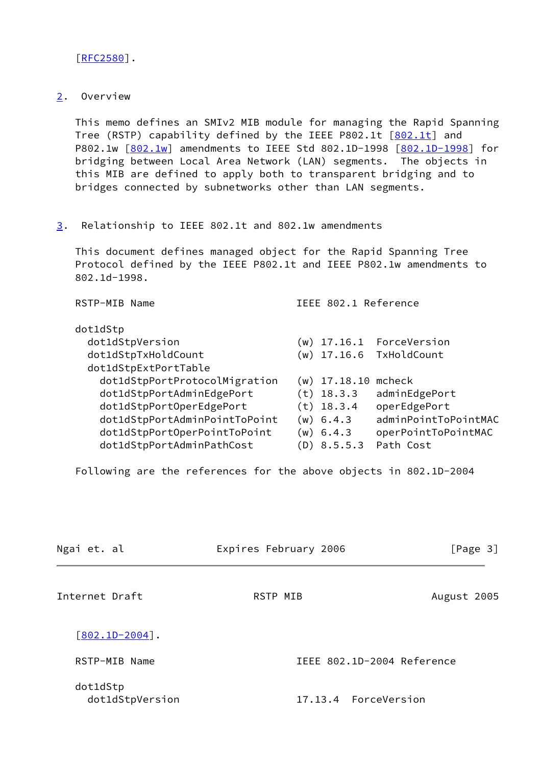[RFC2580].

## 2. Overview

This memo defines an SMIv2 MIB module for managing the Rapid Spanning Tree (RSTP) capability defined by the IEEE P802.1t [802.1t] and P802.1w [802.1w] amendments to IEEE Std 802.1D-1998 [802.1D-1998] for bridging between Local Area Network (LAN) segments. The objects in this MIB are defined to apply both to transparent bridging and to bridges connected by subnetworks other than LAN segments.

## 3. Relationship to IEEE 802.1t and 802.1w amendments

This document defines managed object for the Rapid Spanning Tree Protocol defined by the IEEE P802.1t and IEEE P802.1w amendments to 802.1d-1998.

```
RSTP-MIB Name                        IEEE 802.1 Reference

dot1dStp
  dot1dStpVersion                    (w) 17.16.1  ForceVersion
  dot1dStpTxHoldCount                (w) 17.16.6  TxHoldCount
  dot1dStpExtPortTable
    dot1dStpPortProtocolMigration    (w) 17.18.10 mcheck
    dot1dStpPortAdminEdgePort        (t) 18.3.3   adminEdgePort
    dot1dStpPortOperEdgePort         (t) 18.3.4   operEdgePort
    dot1dStpPortAdminPointToPoint    (w) 6.4.3    adminPointToPointMAC
    dot1dStpPortOperPointToPoint     (w) 6.4.3    operPointToPointMAC
    dot1dStpPortAdminPathCost        (D) 8.5.5.3  Path Cost
```

Following are the references for the above objects in 802.1D-2004 [802.1D-2004].

```
RSTP-MIB Name                        IEEE 802.1D-2004 Reference

dot1dStp
  dot1dStpVersion                    17.13.4  ForceVersion
```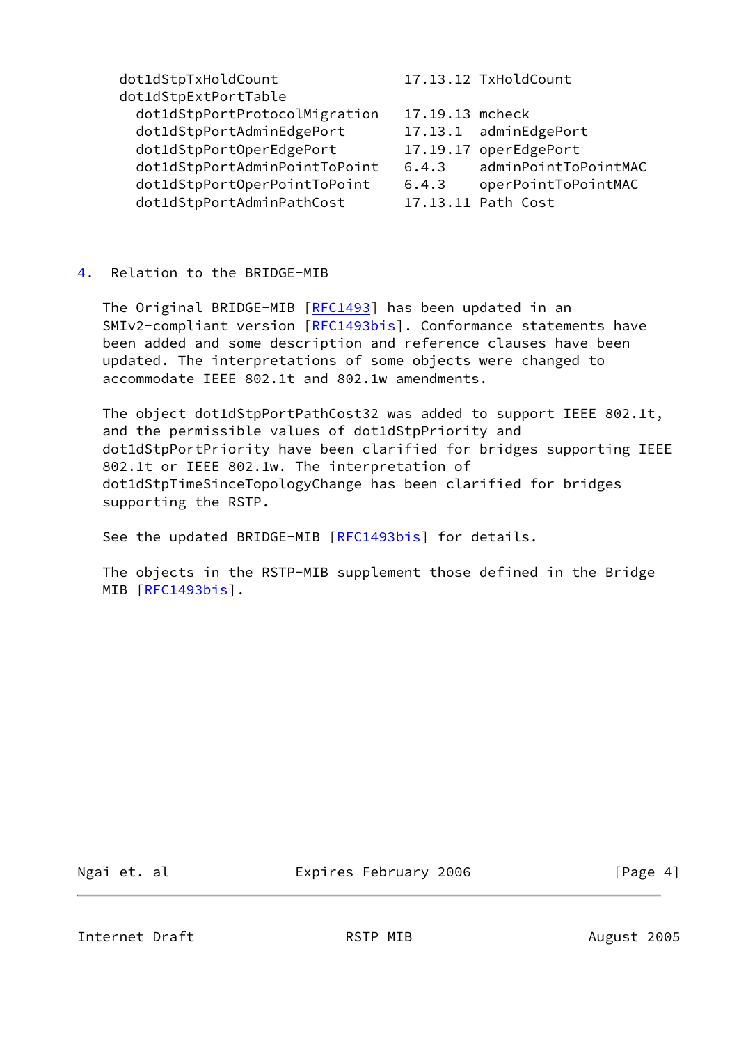```
dot1dStpTxHoldCount               17.13.12 TxHoldCount
dot1dStpExtPortTable
  dot1dStpPortProtocolMigration   17.19.13 mcheck
  dot1dStpPortAdminEdgePort       17.13.1  adminEdgePort
  dot1dStpPortOperEdgePort        17.19.17 operEdgePort
  dot1dStpPortAdminPointToPoint   6.4.3    adminPointToPointMAC
  dot1dStpPortOperPointToPoint    6.4.3    operPointToPointMAC
  dot1dStpPortAdminPathCost       17.13.11 Path Cost
```

## 4. Relation to the BRIDGE-MIB

The Original BRIDGE-MIB [RFC1493] has been updated in an SMIv2-compliant version [RFC1493bis]. Conformance statements have been added and some description and reference clauses have been updated. The interpretations of some objects were changed to accommodate IEEE 802.1t and 802.1w amendments.

The object dot1dStpPortPathCost32 was added to support IEEE 802.1t, and the permissible values of dot1dStpPriority and dot1dStpPortPriority have been clarified for bridges supporting IEEE 802.1t or IEEE 802.1w. The interpretation of dot1dStpTimeSinceTopologyChange has been clarified for bridges supporting the RSTP.

See the updated BRIDGE-MIB [RFC1493bis] for details.

The objects in the RSTP-MIB supplement those defined in the Bridge MIB [RFC1493bis].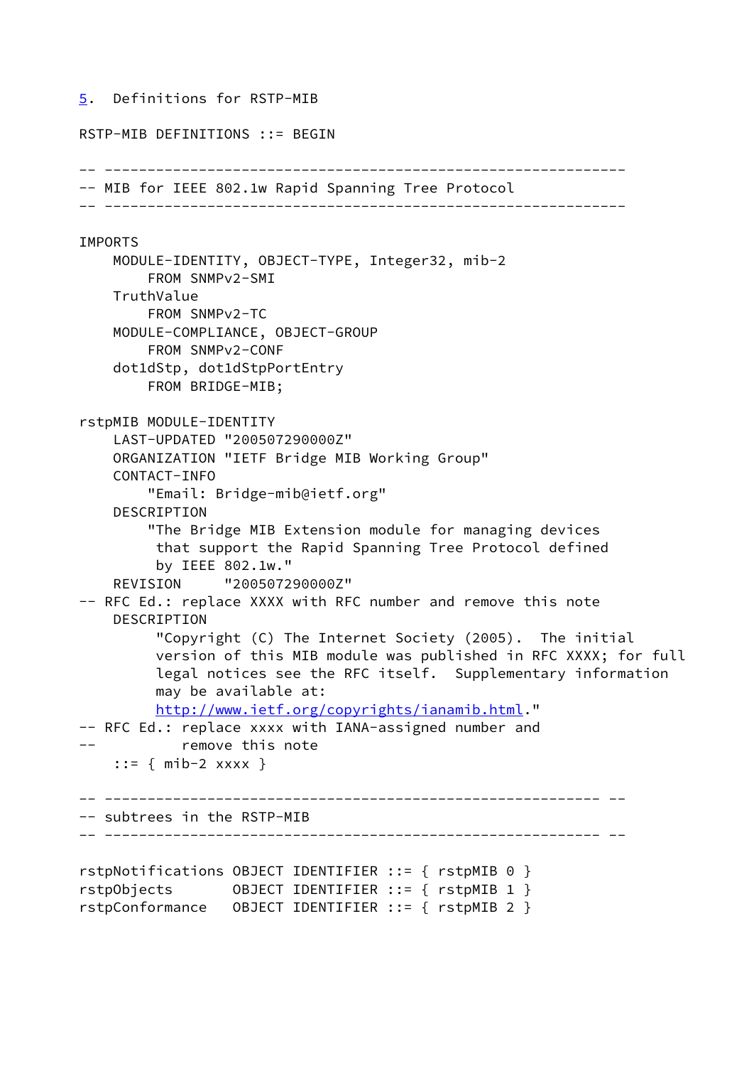## 5. Definitions for RSTP-MIB

```
RSTP-MIB DEFINITIONS ::= BEGIN

-- -------------------------------------------------------------
-- MIB for IEEE 802.1w Rapid Spanning Tree Protocol
-- -------------------------------------------------------------

IMPORTS
    MODULE-IDENTITY, OBJECT-TYPE, Integer32, mib-2
        FROM SNMPv2-SMI
    TruthValue
        FROM SNMPv2-TC
    MODULE-COMPLIANCE, OBJECT-GROUP
        FROM SNMPv2-CONF
    dot1dStp, dot1dStpPortEntry
        FROM BRIDGE-MIB;

rstpMIB MODULE-IDENTITY
    LAST-UPDATED "200507290000Z"
    ORGANIZATION "IETF Bridge MIB Working Group"
    CONTACT-INFO
        "Email: Bridge-mib@ietf.org"
    DESCRIPTION
        "The Bridge MIB Extension module for managing devices
         that support the Rapid Spanning Tree Protocol defined
         by IEEE 802.1w."
    REVISION     "200507290000Z"
-- RFC Ed.: replace XXXX with RFC number and remove this note
    DESCRIPTION
         "Copyright (C) The Internet Society (2005).  The initial
         version of this MIB module was published in RFC XXXX; for full
         legal notices see the RFC itself.  Supplementary information
         may be available at:
         http://www.ietf.org/copyrights/ianamib.html."
-- RFC Ed.: replace xxxx with IANA-assigned number and
--          remove this note
    ::= { mib-2 xxxx }

-- ---------------------------------------------------------- --
-- subtrees in the RSTP-MIB
-- ---------------------------------------------------------- --

rstpNotifications OBJECT IDENTIFIER ::= { rstpMIB 0 }
rstpObjects       OBJECT IDENTIFIER ::= { rstpMIB 1 }
rstpConformance   OBJECT IDENTIFIER ::= { rstpMIB 2 }
```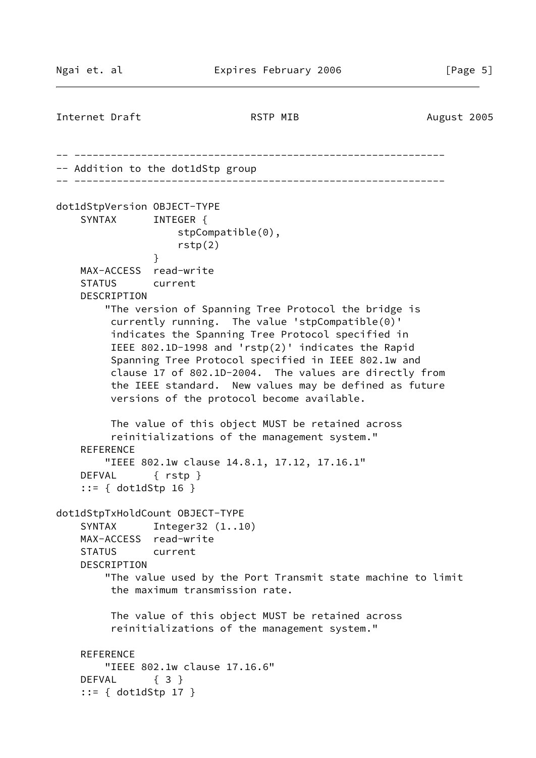```
-- -------------------------------------------------------------
-- Addition to the dot1dStp group
-- -------------------------------------------------------------

dot1dStpVersion OBJECT-TYPE
    SYNTAX      INTEGER {
                    stpCompatible(0),
                    rstp(2)
                }
    MAX-ACCESS  read-write
    STATUS      current
    DESCRIPTION
        "The version of Spanning Tree Protocol the bridge is
         currently running.  The value 'stpCompatible(0)'
         indicates the Spanning Tree Protocol specified in
         IEEE 802.1D-1998 and 'rstp(2)' indicates the Rapid
         Spanning Tree Protocol specified in IEEE 802.1w and
         clause 17 of 802.1D-2004.  The values are directly from
         the IEEE standard.  New values may be defined as future
         versions of the protocol become available.

         The value of this object MUST be retained across
         reinitializations of the management system."
    REFERENCE
        "IEEE 802.1w clause 14.8.1, 17.12, 17.16.1"
    DEFVAL      { rstp }
    ::= { dot1dStp 16 }

dot1dStpTxHoldCount OBJECT-TYPE
    SYNTAX      Integer32 (1..10)
    MAX-ACCESS  read-write
    STATUS      current
    DESCRIPTION
        "The value used by the Port Transmit state machine to limit
         the maximum transmission rate.

         The value of this object MUST be retained across
         reinitializations of the management system."

    REFERENCE
        "IEEE 802.1w clause 17.16.6"
    DEFVAL      { 3 }
    ::= { dot1dStp 17 }
```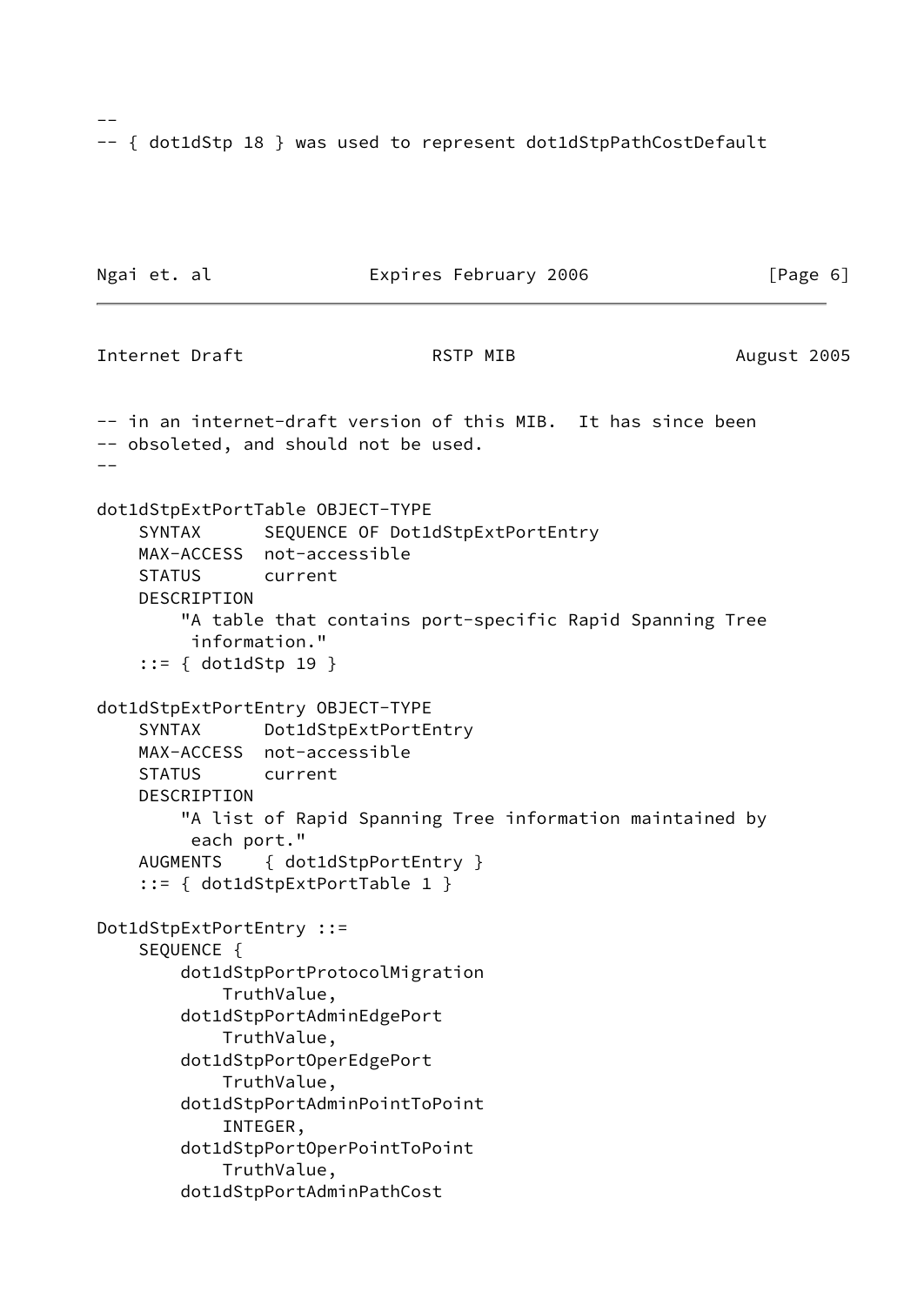```
--
-- { dot1dStp 18 } was used to represent dot1dStpPathCostDefault
```

```
-- in an internet-draft version of this MIB.  It has since been
-- obsoleted, and should not be used.
--

dot1dStpExtPortTable OBJECT-TYPE
    SYNTAX      SEQUENCE OF Dot1dStpExtPortEntry
    MAX-ACCESS  not-accessible
    STATUS      current
    DESCRIPTION
        "A table that contains port-specific Rapid Spanning Tree
         information."
    ::= { dot1dStp 19 }

dot1dStpExtPortEntry OBJECT-TYPE
    SYNTAX      Dot1dStpExtPortEntry
    MAX-ACCESS  not-accessible
    STATUS      current
    DESCRIPTION
        "A list of Rapid Spanning Tree information maintained by
         each port."
    AUGMENTS    { dot1dStpPortEntry }
    ::= { dot1dStpExtPortTable 1 }

Dot1dStpExtPortEntry ::=
    SEQUENCE {
        dot1dStpPortProtocolMigration
            TruthValue,
        dot1dStpPortAdminEdgePort
            TruthValue,
        dot1dStpPortOperEdgePort
            TruthValue,
        dot1dStpPortAdminPointToPoint
            INTEGER,
        dot1dStpPortOperPointToPoint
            TruthValue,
        dot1dStpPortAdminPathCost
```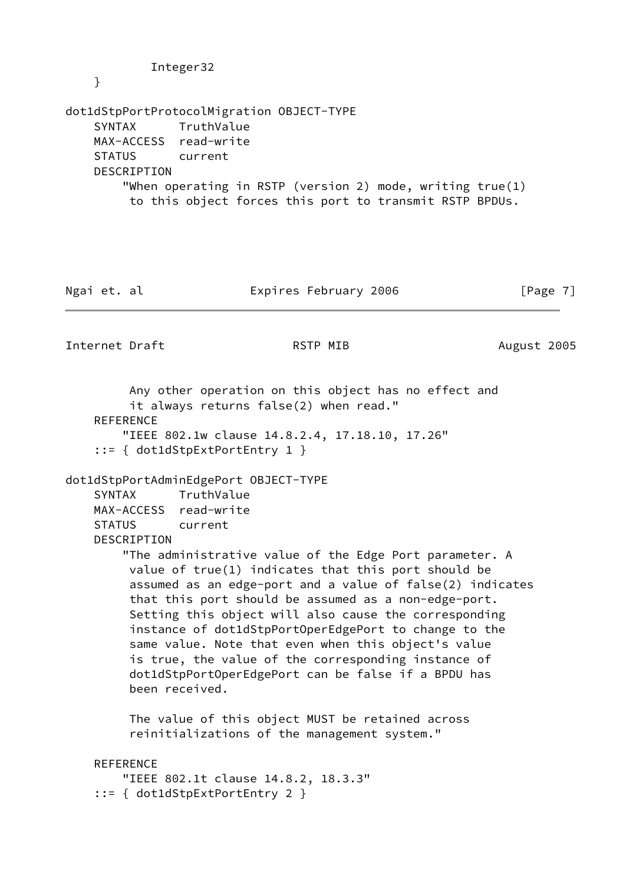```
            Integer32
    }

dot1dStpPortProtocolMigration OBJECT-TYPE
    SYNTAX      TruthValue
    MAX-ACCESS  read-write
    STATUS      current
    DESCRIPTION
        "When operating in RSTP (version 2) mode, writing true(1)
         to this object forces this port to transmit RSTP BPDUs.
```

```
         Any other operation on this object has no effect and
         it always returns false(2) when read."
    REFERENCE
        "IEEE 802.1w clause 14.8.2.4, 17.18.10, 17.26"
    ::= { dot1dStpExtPortEntry 1 }

dot1dStpPortAdminEdgePort OBJECT-TYPE
    SYNTAX      TruthValue
    MAX-ACCESS  read-write
    STATUS      current
    DESCRIPTION
        "The administrative value of the Edge Port parameter. A
         value of true(1) indicates that this port should be
         assumed as an edge-port and a value of false(2) indicates
         that this port should be assumed as a non-edge-port.
         Setting this object will also cause the corresponding
         instance of dot1dStpPortOperEdgePort to change to the
         same value. Note that even when this object's value
         is true, the value of the corresponding instance of
         dot1dStpPortOperEdgePort can be false if a BPDU has
         been received.

         The value of this object MUST be retained across
         reinitializations of the management system."

    REFERENCE
        "IEEE 802.1t clause 14.8.2, 18.3.3"
    ::= { dot1dStpExtPortEntry 2 }
```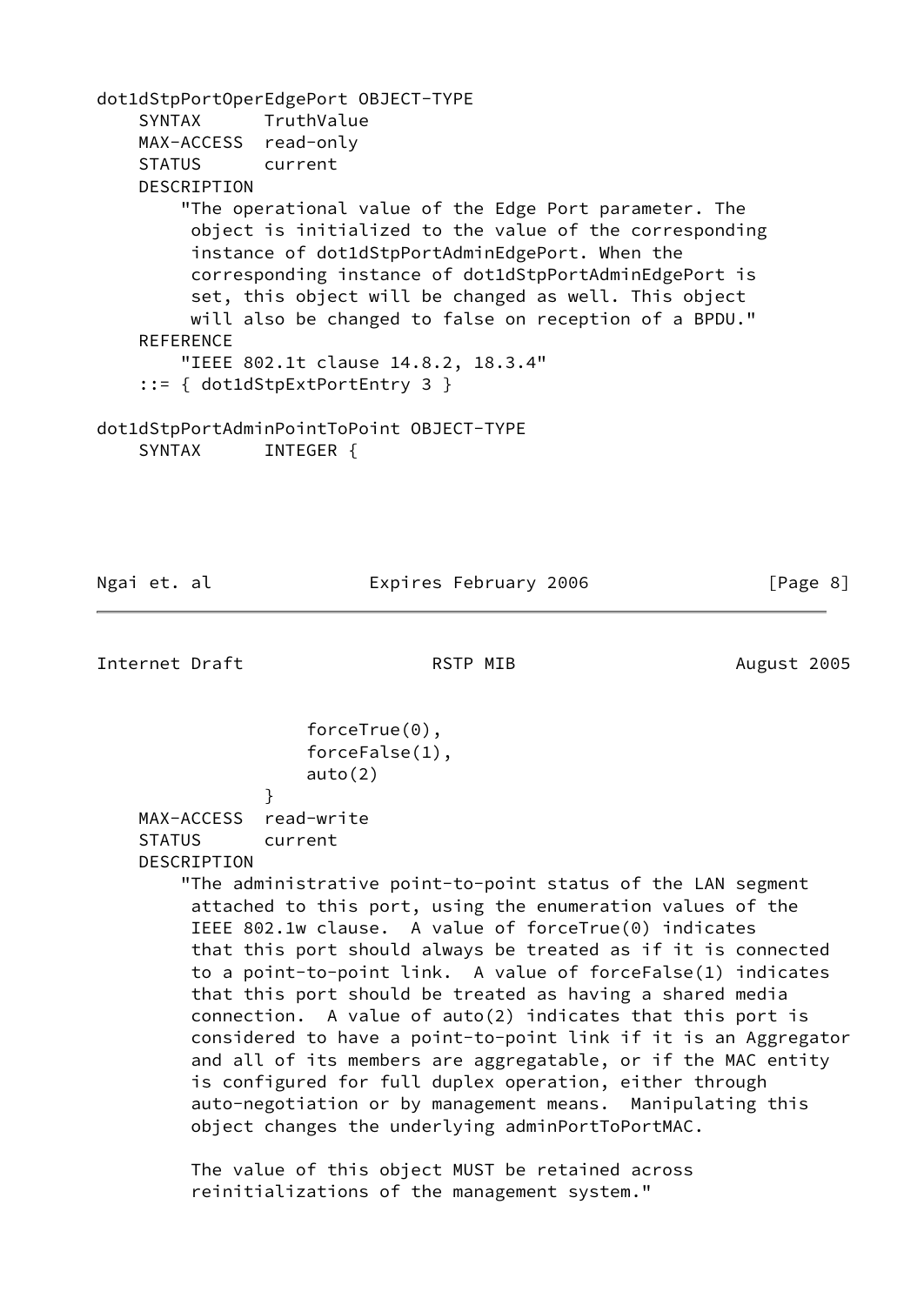```
dot1dStpPortOperEdgePort OBJECT-TYPE
    SYNTAX      TruthValue
    MAX-ACCESS  read-only
    STATUS      current
    DESCRIPTION
        "The operational value of the Edge Port parameter. The
         object is initialized to the value of the corresponding
         instance of dot1dStpPortAdminEdgePort. When the
         corresponding instance of dot1dStpPortAdminEdgePort is
         set, this object will be changed as well. This object
         will also be changed to false on reception of a BPDU."
    REFERENCE
        "IEEE 802.1t clause 14.8.2, 18.3.4"
    ::= { dot1dStpExtPortEntry 3 }

dot1dStpPortAdminPointToPoint OBJECT-TYPE
    SYNTAX      INTEGER {
                    forceTrue(0),
                    forceFalse(1),
                    auto(2)
                }
    MAX-ACCESS  read-write
    STATUS      current
    DESCRIPTION
        "The administrative point-to-point status of the LAN segment
         attached to this port, using the enumeration values of the
         IEEE 802.1w clause.  A value of forceTrue(0) indicates
         that this port should always be treated as if it is connected
         to a point-to-point link.  A value of forceFalse(1) indicates
         that this port should be treated as having a shared media
         connection.  A value of auto(2) indicates that this port is
         considered to have a point-to-point link if it is an Aggregator
         and all of its members are aggregatable, or if the MAC entity
         is configured for full duplex operation, either through
         auto-negotiation or by management means.  Manipulating this
         object changes the underlying adminPortToPortMAC.

         The value of this object MUST be retained across
         reinitializations of the management system."
```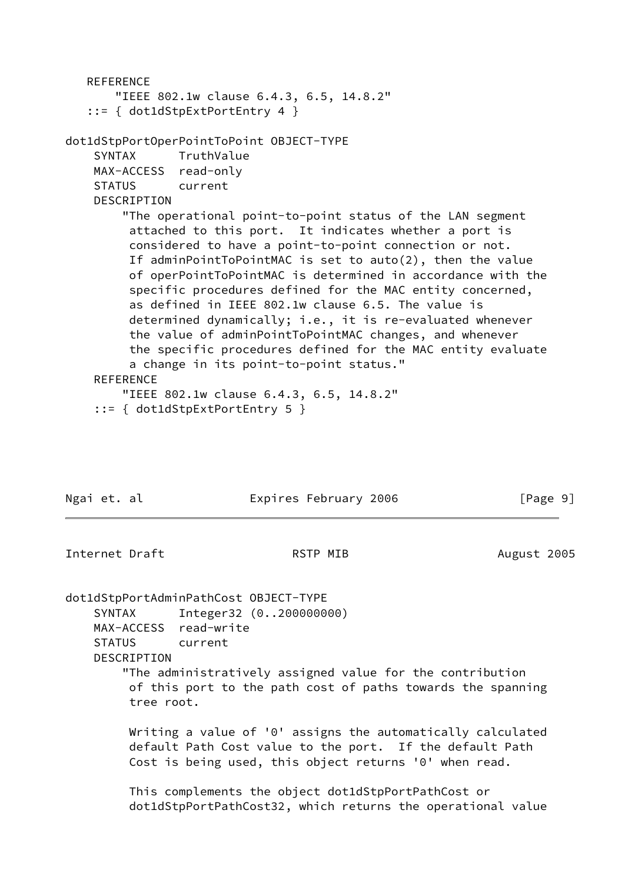```
   REFERENCE
       "IEEE 802.1w clause 6.4.3, 6.5, 14.8.2"
   ::= { dot1dStpExtPortEntry 4 }

dot1dStpPortOperPointToPoint OBJECT-TYPE
    SYNTAX      TruthValue
    MAX-ACCESS  read-only
    STATUS      current
    DESCRIPTION
        "The operational point-to-point status of the LAN segment
         attached to this port.  It indicates whether a port is
         considered to have a point-to-point connection or not.
         If adminPointToPointMAC is set to auto(2), then the value
         of operPointToPointMAC is determined in accordance with the
         specific procedures defined for the MAC entity concerned,
         as defined in IEEE 802.1w clause 6.5. The value is
         determined dynamically; i.e., it is re-evaluated whenever
         the value of adminPointToPointMAC changes, and whenever
         the specific procedures defined for the MAC entity evaluate
         a change in its point-to-point status."
    REFERENCE
        "IEEE 802.1w clause 6.4.3, 6.5, 14.8.2"
    ::= { dot1dStpExtPortEntry 5 }
```

```
dot1dStpPortAdminPathCost OBJECT-TYPE
    SYNTAX      Integer32 (0..200000000)
    MAX-ACCESS  read-write
    STATUS      current
    DESCRIPTION
        "The administratively assigned value for the contribution
         of this port to the path cost of paths towards the spanning
         tree root.

         Writing a value of '0' assigns the automatically calculated
         default Path Cost value to the port.  If the default Path
         Cost is being used, this object returns '0' when read.

         This complements the object dot1dStpPortPathCost or
         dot1dStpPortPathCost32, which returns the operational value
```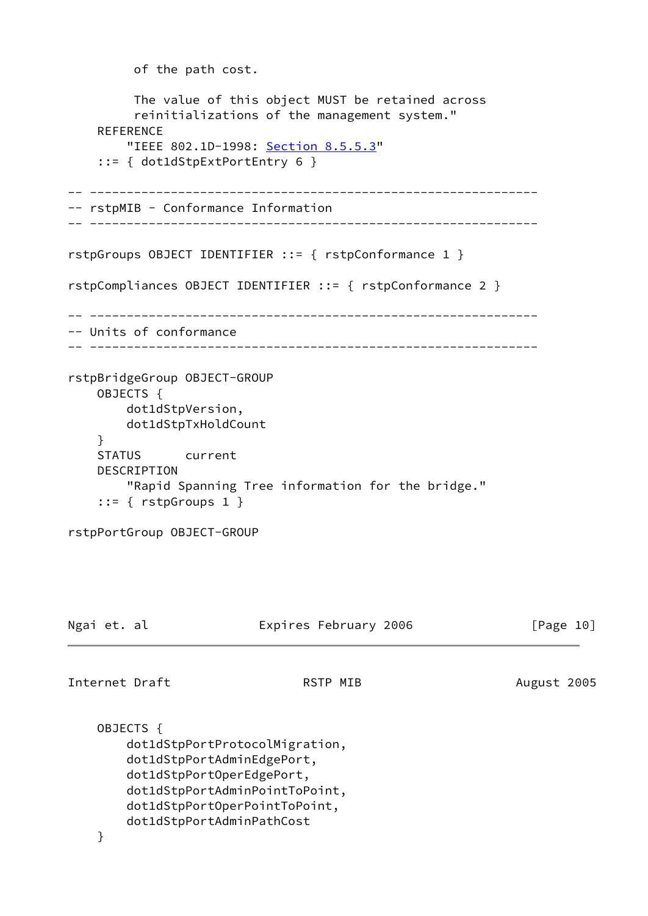```
         of the path cost.

         The value of this object MUST be retained across
         reinitializations of the management system."
    REFERENCE
        "IEEE 802.1D-1998: Section 8.5.5.3"
    ::= { dot1dStpExtPortEntry 6 }

-- -------------------------------------------------------------
-- rstpMIB - Conformance Information
-- -------------------------------------------------------------

rstpGroups OBJECT IDENTIFIER ::= { rstpConformance 1 }

rstpCompliances OBJECT IDENTIFIER ::= { rstpConformance 2 }

-- -------------------------------------------------------------
-- Units of conformance
-- -------------------------------------------------------------

rstpBridgeGroup OBJECT-GROUP
    OBJECTS {
        dot1dStpVersion,
        dot1dStpTxHoldCount
    }
    STATUS      current
    DESCRIPTION
        "Rapid Spanning Tree information for the bridge."
    ::= { rstpGroups 1 }

rstpPortGroup OBJECT-GROUP
    OBJECTS {
        dot1dStpPortProtocolMigration,
        dot1dStpPortAdminEdgePort,
        dot1dStpPortOperEdgePort,
        dot1dStpPortAdminPointToPoint,
        dot1dStpPortOperPointToPoint,
        dot1dStpPortAdminPathCost
    }
```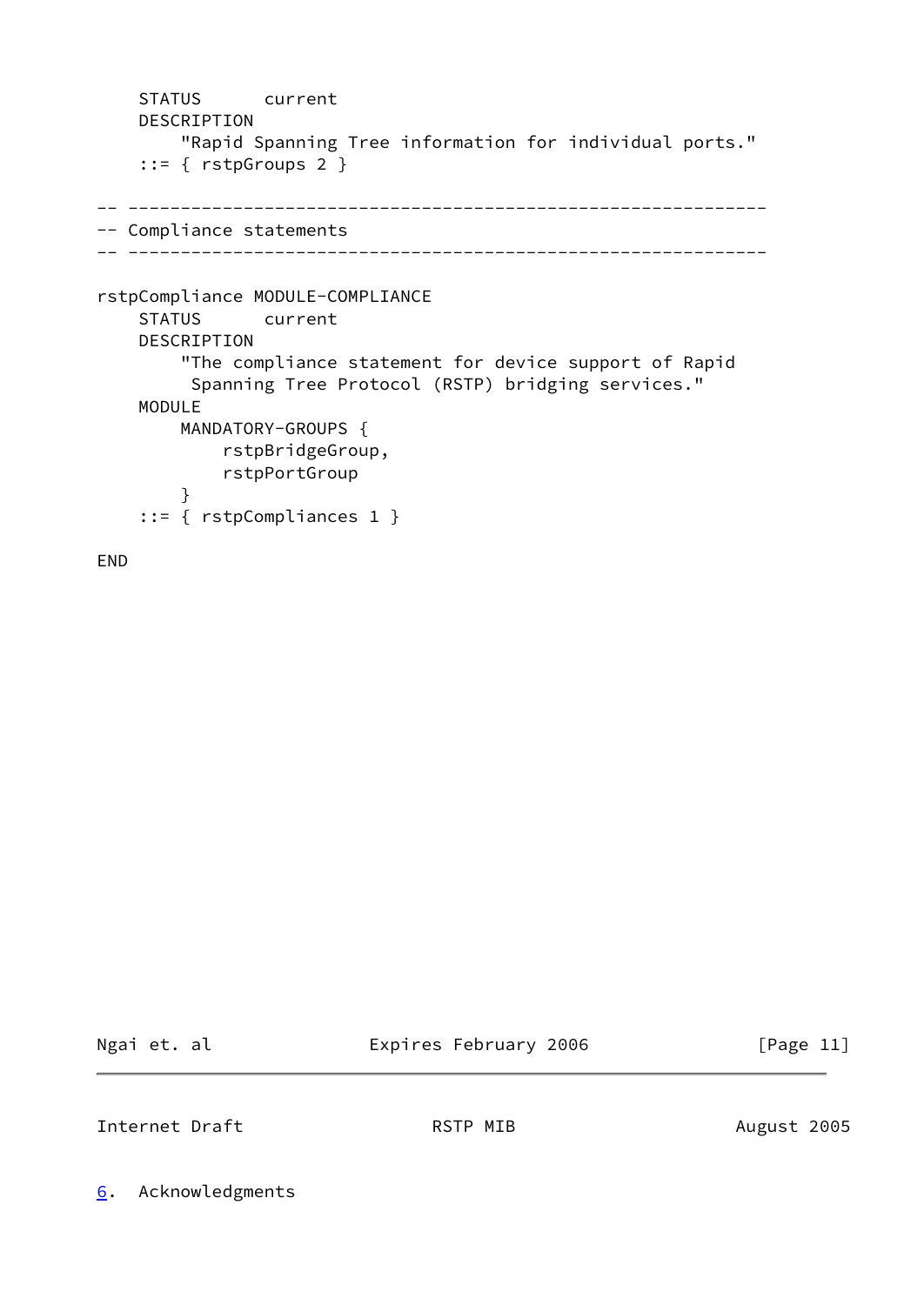```
    STATUS      current
    DESCRIPTION
        "Rapid Spanning Tree information for individual ports."
    ::= { rstpGroups 2 }

-- ---------------------------------------------------------------
-- Compliance statements
-- ---------------------------------------------------------------

rstpCompliance MODULE-COMPLIANCE
    STATUS      current
    DESCRIPTION
        "The compliance statement for device support of Rapid
         Spanning Tree Protocol (RSTP) bridging services."
    MODULE
        MANDATORY-GROUPS {
            rstpBridgeGroup,
            rstpPortGroup
        }
    ::= { rstpCompliances 1 }

END
```

## 6. Acknowledgments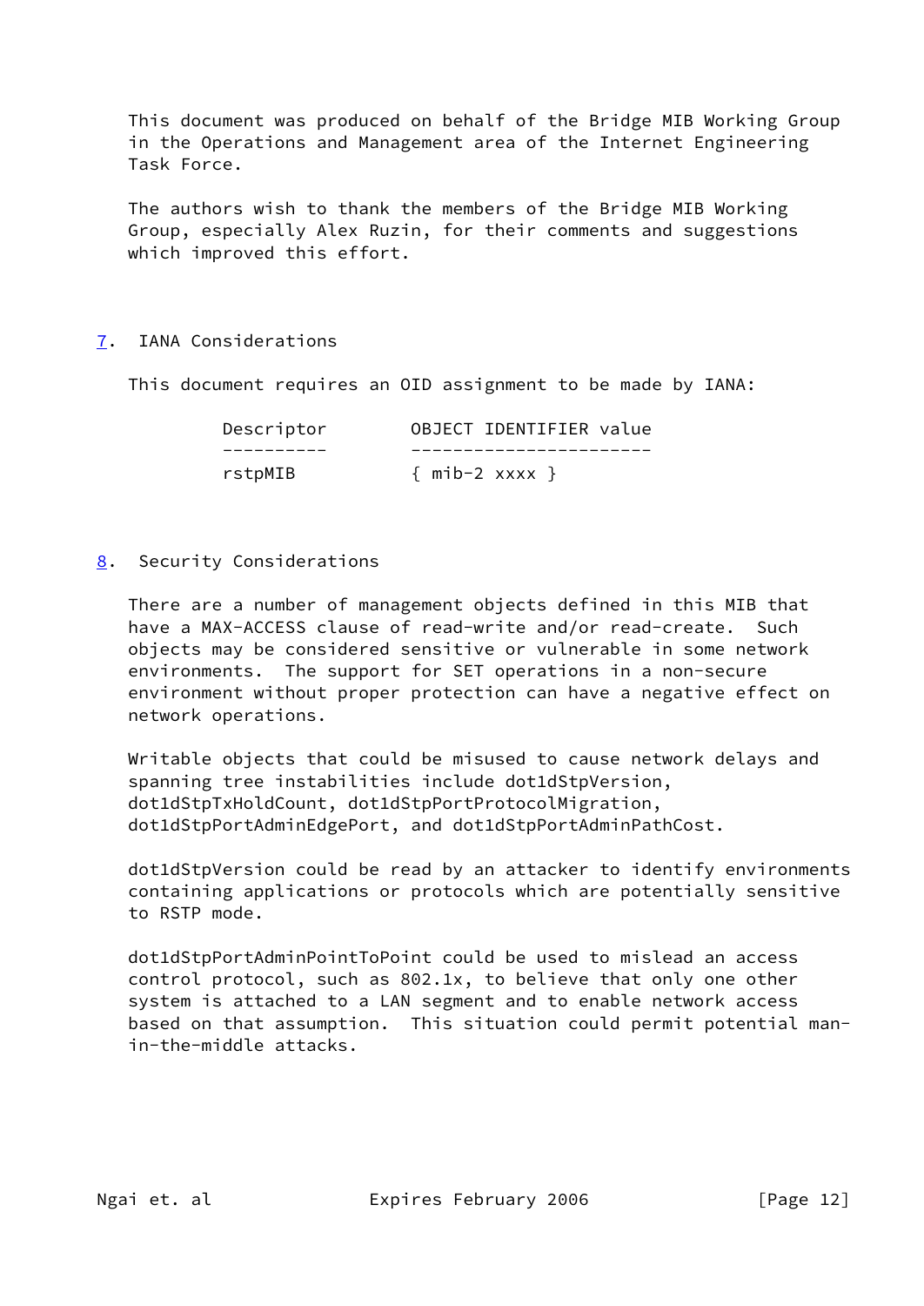This document was produced on behalf of the Bridge MIB Working Group in the Operations and Management area of the Internet Engineering Task Force.

The authors wish to thank the members of the Bridge MIB Working Group, especially Alex Ruzin, for their comments and suggestions which improved this effort.

## 7. IANA Considerations

This document requires an OID assignment to be made by IANA:

| Descriptor | OBJECT IDENTIFIER value |
| --- | --- |
| rstpMIB | { mib-2 xxxx } |

## 8. Security Considerations

There are a number of management objects defined in this MIB that have a MAX-ACCESS clause of read-write and/or read-create. Such objects may be considered sensitive or vulnerable in some network environments. The support for SET operations in a non-secure environment without proper protection can have a negative effect on network operations.

Writable objects that could be misused to cause network delays and spanning tree instabilities include dot1dStpVersion, dot1dStpTxHoldCount, dot1dStpPortProtocolMigration, dot1dStpPortAdminEdgePort, and dot1dStpPortAdminPathCost.

dot1dStpVersion could be read by an attacker to identify environments containing applications or protocols which are potentially sensitive to RSTP mode.

dot1dStpPortAdminPointToPoint could be used to mislead an access control protocol, such as 802.1x, to believe that only one other system is attached to a LAN segment and to enable network access based on that assumption. This situation could permit potential man-in-the-middle attacks.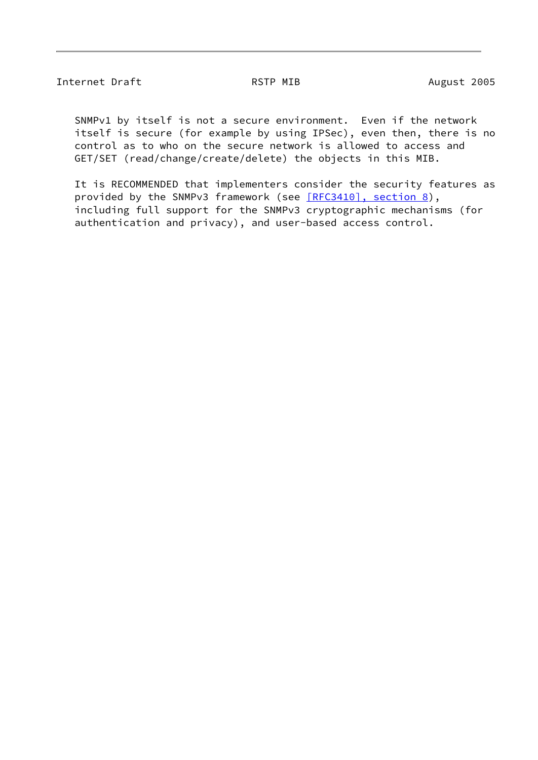SNMPv1 by itself is not a secure environment. Even if the network itself is secure (for example by using IPSec), even then, there is no control as to who on the secure network is allowed to access and GET/SET (read/change/create/delete) the objects in this MIB.

It is RECOMMENDED that implementers consider the security features as provided by the SNMPv3 framework (see [RFC3410], section 8), including full support for the SNMPv3 cryptographic mechanisms (for authentication and privacy), and user-based access control.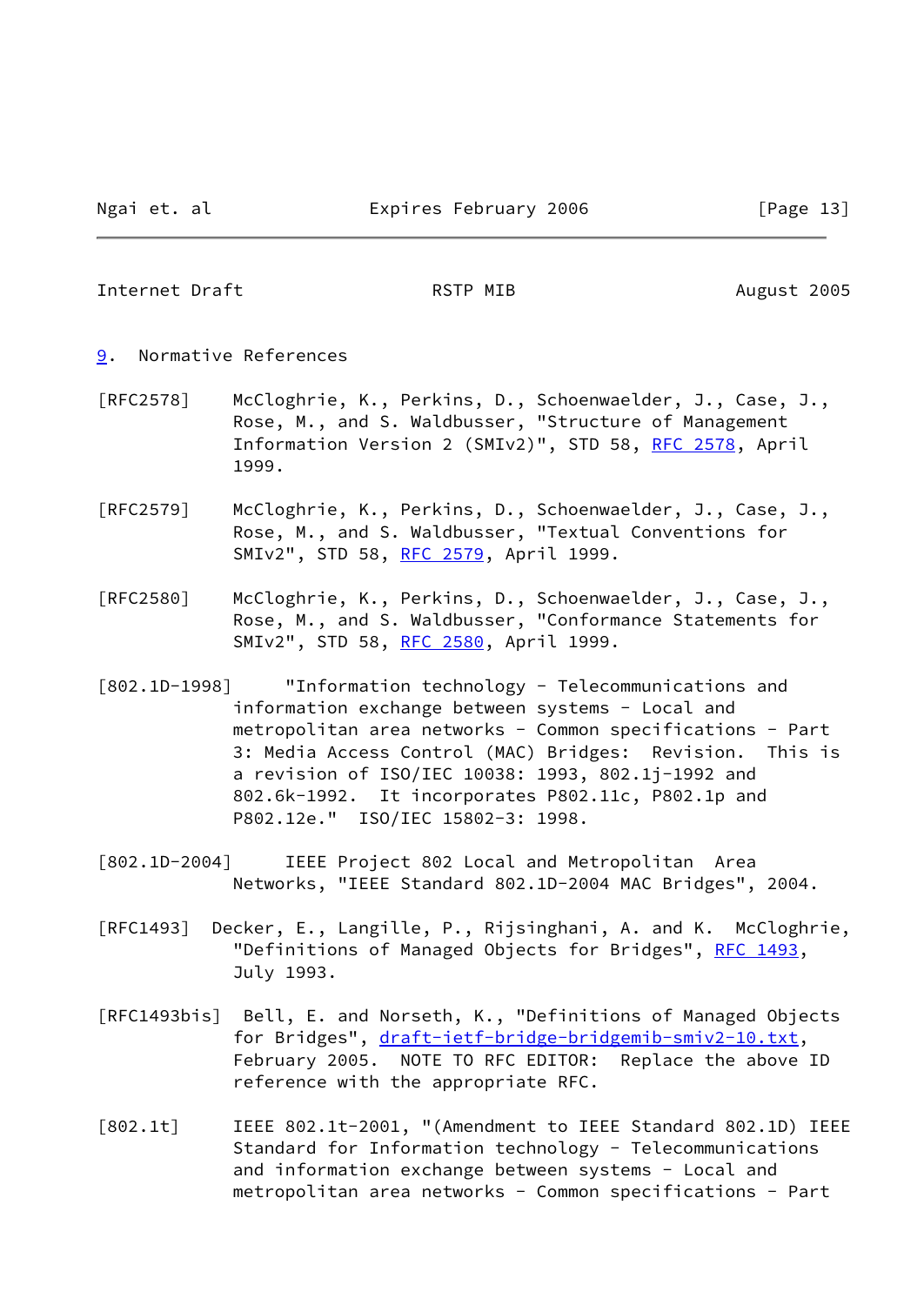## 9. Normative References

[RFC2578] McCloghrie, K., Perkins, D., Schoenwaelder, J., Case, J., Rose, M., and S. Waldbusser, "Structure of Management Information Version 2 (SMIv2)", STD 58, RFC 2578, April 1999.

[RFC2579] McCloghrie, K., Perkins, D., Schoenwaelder, J., Case, J., Rose, M., and S. Waldbusser, "Textual Conventions for SMIv2", STD 58, RFC 2579, April 1999.

[RFC2580] McCloghrie, K., Perkins, D., Schoenwaelder, J., Case, J., Rose, M., and S. Waldbusser, "Conformance Statements for SMIv2", STD 58, RFC 2580, April 1999.

[802.1D-1998] "Information technology - Telecommunications and information exchange between systems - Local and metropolitan area networks - Common specifications - Part 3: Media Access Control (MAC) Bridges: Revision. This is a revision of ISO/IEC 10038: 1993, 802.1j-1992 and 802.6k-1992. It incorporates P802.11c, P802.1p and P802.12e." ISO/IEC 15802-3: 1998.

[802.1D-2004] IEEE Project 802 Local and Metropolitan Area Networks, "IEEE Standard 802.1D-2004 MAC Bridges", 2004.

[RFC1493] Decker, E., Langille, P., Rijsinghani, A. and K. McCloghrie, "Definitions of Managed Objects for Bridges", RFC 1493, July 1993.

[RFC1493bis] Bell, E. and Norseth, K., "Definitions of Managed Objects for Bridges", draft-ietf-bridge-bridgemib-smiv2-10.txt, February 2005. NOTE TO RFC EDITOR: Replace the above ID reference with the appropriate RFC.

[802.1t] IEEE 802.1t-2001, "(Amendment to IEEE Standard 802.1D) IEEE Standard for Information technology - Telecommunications and information exchange between systems - Local and metropolitan area networks - Common specifications - Part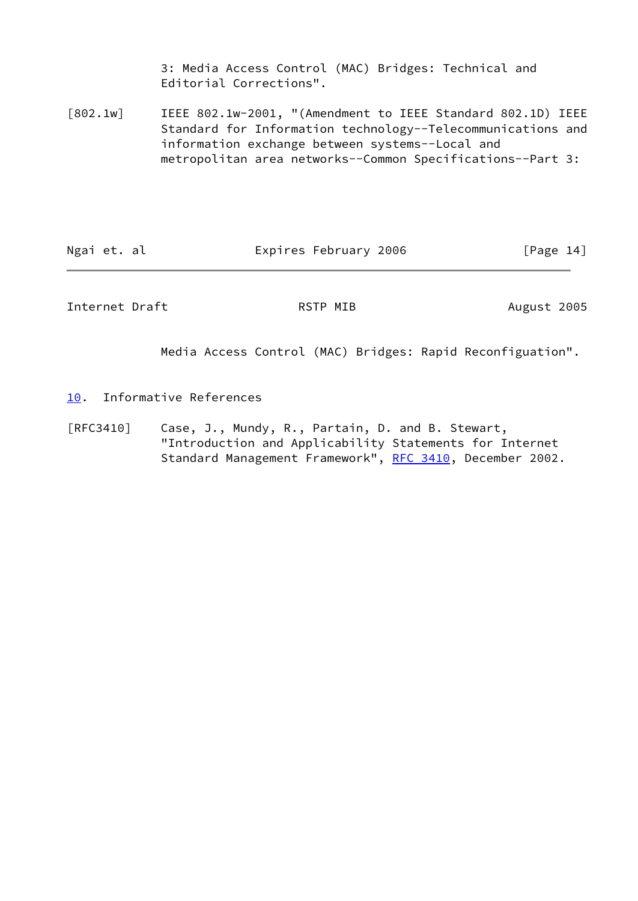3: Media Access Control (MAC) Bridges: Technical and Editorial Corrections".

[802.1w] IEEE 802.1w-2001, "(Amendment to IEEE Standard 802.1D) IEEE Standard for Information technology--Telecommunications and information exchange between systems--Local and metropolitan area networks--Common Specifications--Part 3: Media Access Control (MAC) Bridges: Rapid Reconfiguation".

## 10. Informative References

[RFC3410] Case, J., Mundy, R., Partain, D. and B. Stewart, "Introduction and Applicability Statements for Internet Standard Management Framework", RFC 3410, December 2002.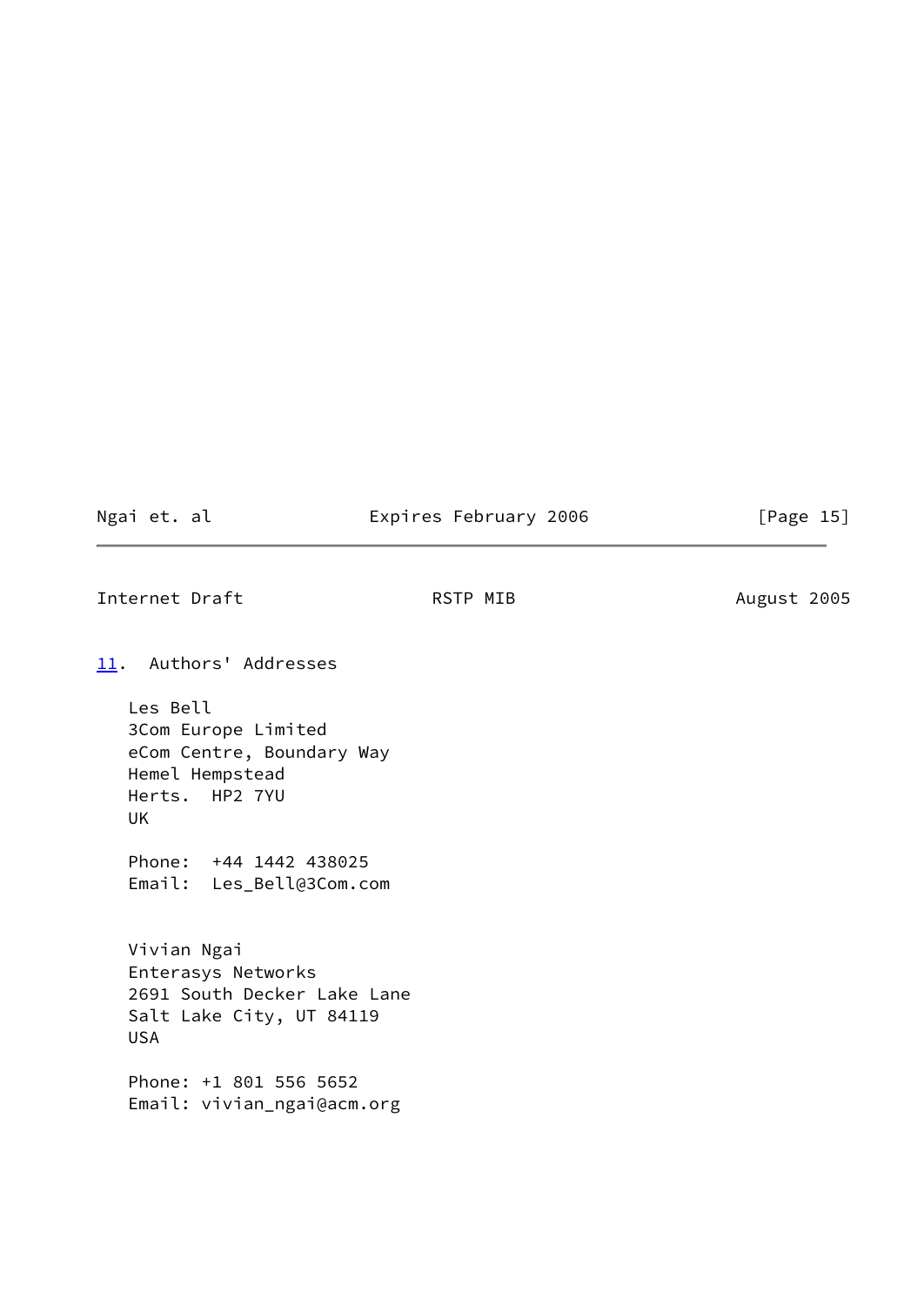## 11. Authors' Addresses

Les Bell
3Com Europe Limited
eCom Centre, Boundary Way
Hemel Hempstead
Herts.  HP2 7YU
UK

Phone:  +44 1442 438025
Email:  Les_Bell@3Com.com

Vivian Ngai
Enterasys Networks
2691 South Decker Lake Lane
Salt Lake City, UT 84119
USA

Phone: +1 801 556 5652
Email: vivian_ngai@acm.org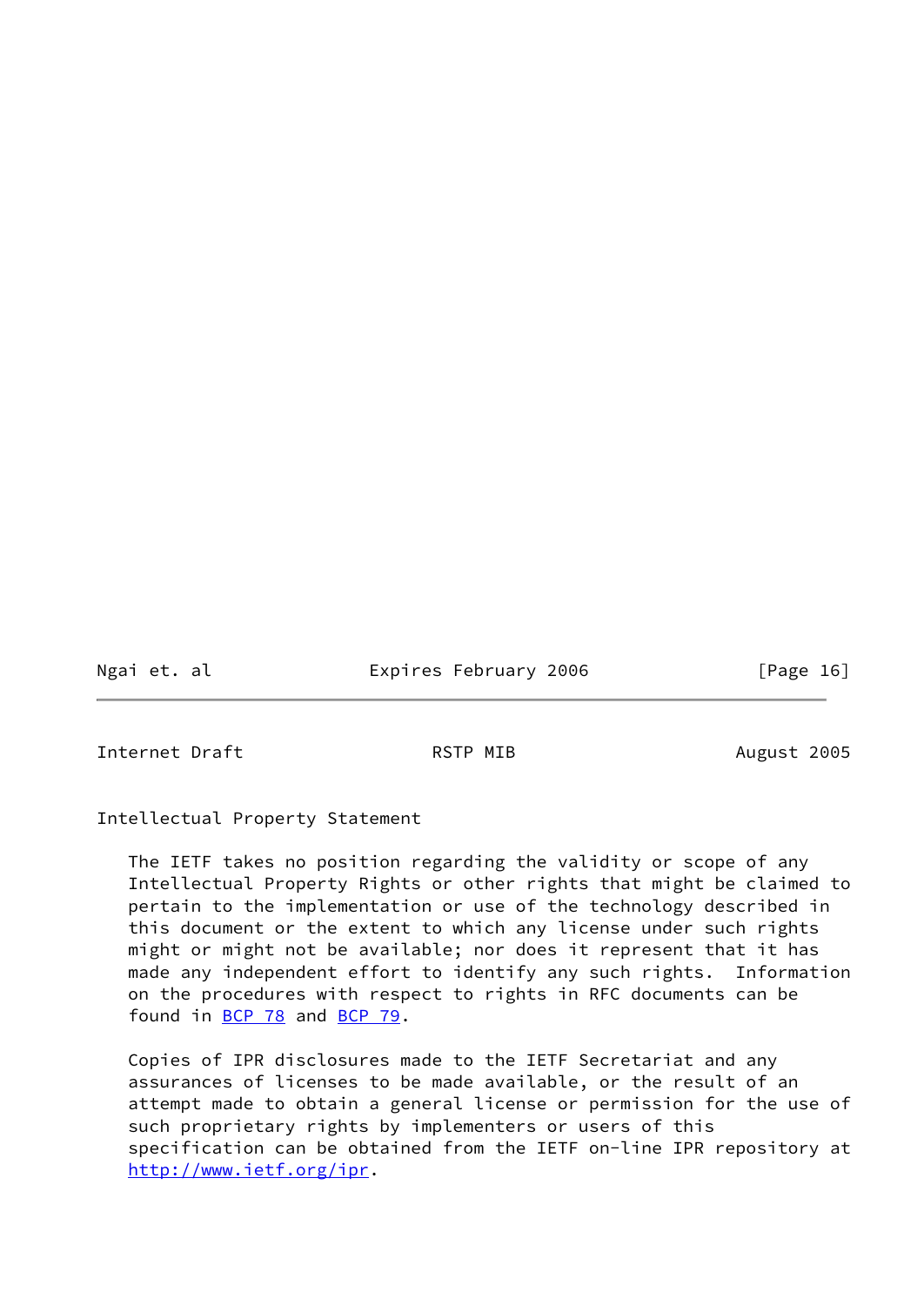## Intellectual Property Statement

The IETF takes no position regarding the validity or scope of any Intellectual Property Rights or other rights that might be claimed to pertain to the implementation or use of the technology described in this document or the extent to which any license under such rights might or might not be available; nor does it represent that it has made any independent effort to identify any such rights. Information on the procedures with respect to rights in RFC documents can be found in BCP 78 and BCP 79.

Copies of IPR disclosures made to the IETF Secretariat and any assurances of licenses to be made available, or the result of an attempt made to obtain a general license or permission for the use of such proprietary rights by implementers or users of this specification can be obtained from the IETF on-line IPR repository at http://www.ietf.org/ipr.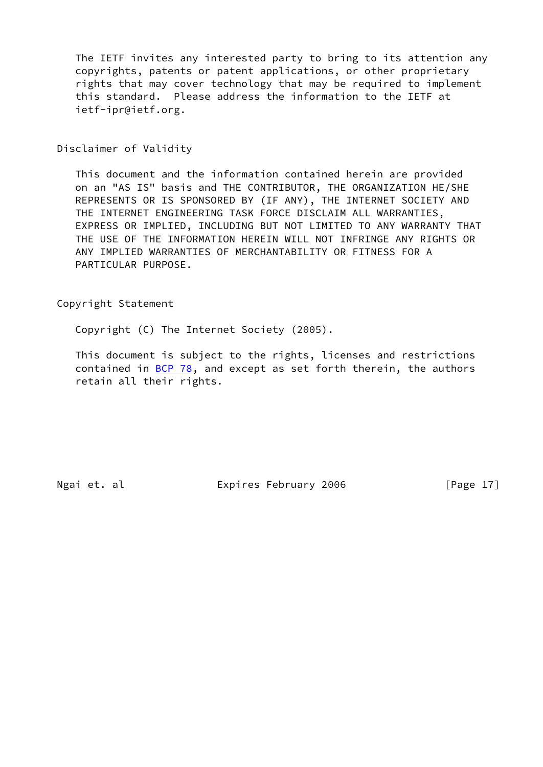The IETF invites any interested party to bring to its attention any copyrights, patents or patent applications, or other proprietary rights that may cover technology that may be required to implement this standard. Please address the information to the IETF at ietf-ipr@ietf.org.

## Disclaimer of Validity

This document and the information contained herein are provided on an "AS IS" basis and THE CONTRIBUTOR, THE ORGANIZATION HE/SHE REPRESENTS OR IS SPONSORED BY (IF ANY), THE INTERNET SOCIETY AND THE INTERNET ENGINEERING TASK FORCE DISCLAIM ALL WARRANTIES, EXPRESS OR IMPLIED, INCLUDING BUT NOT LIMITED TO ANY WARRANTY THAT THE USE OF THE INFORMATION HEREIN WILL NOT INFRINGE ANY RIGHTS OR ANY IMPLIED WARRANTIES OF MERCHANTABILITY OR FITNESS FOR A PARTICULAR PURPOSE.

## Copyright Statement

Copyright (C) The Internet Society (2005).

This document is subject to the rights, licenses and restrictions contained in BCP 78, and except as set forth therein, the authors retain all their rights.